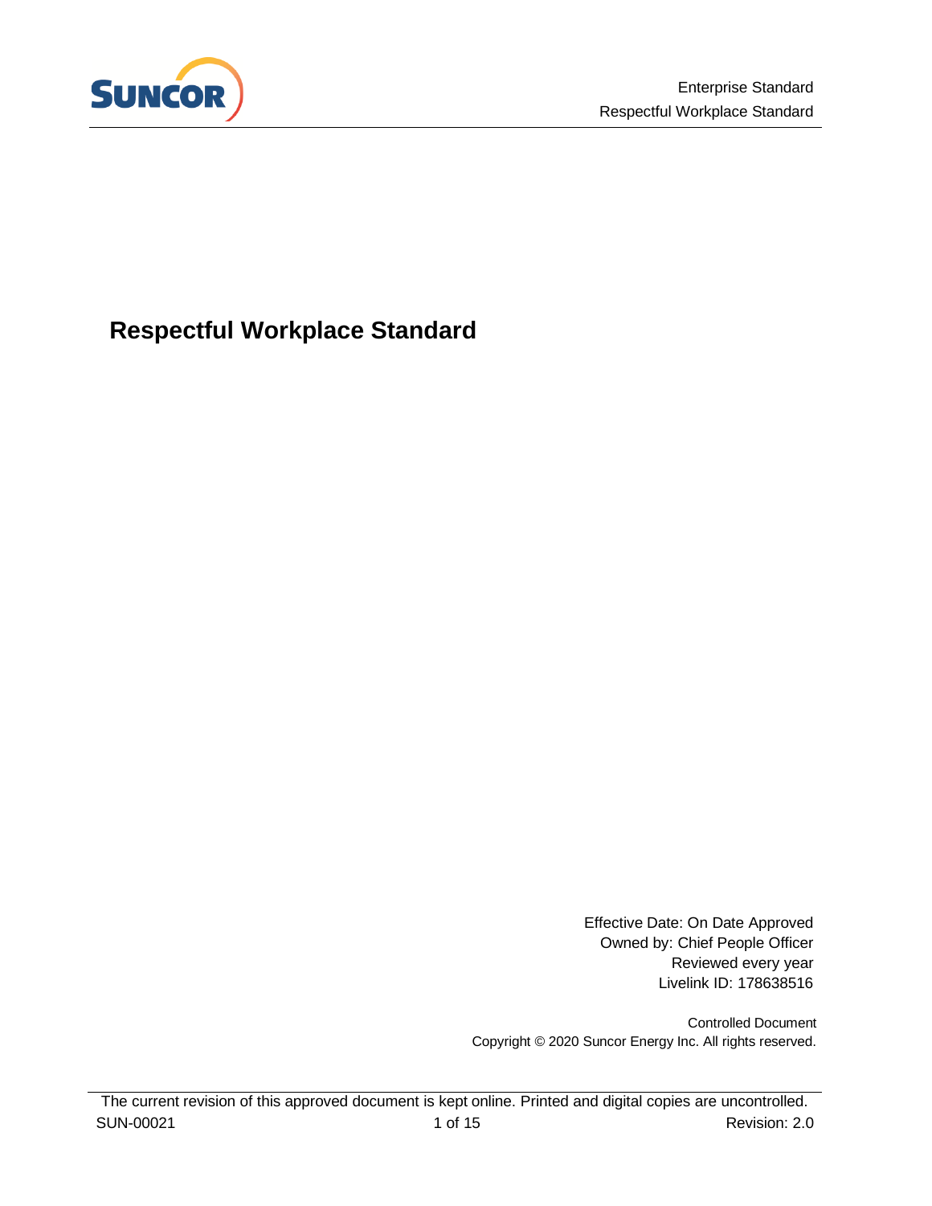# Respectful Workplace Standard

Effective Date: On Date Approved
Owned by: Chief People Officer
Reviewed every year
Livelink ID: 178638516

Controlled Document
Copyright © 2020 Suncor Energy Inc. All rights reserved.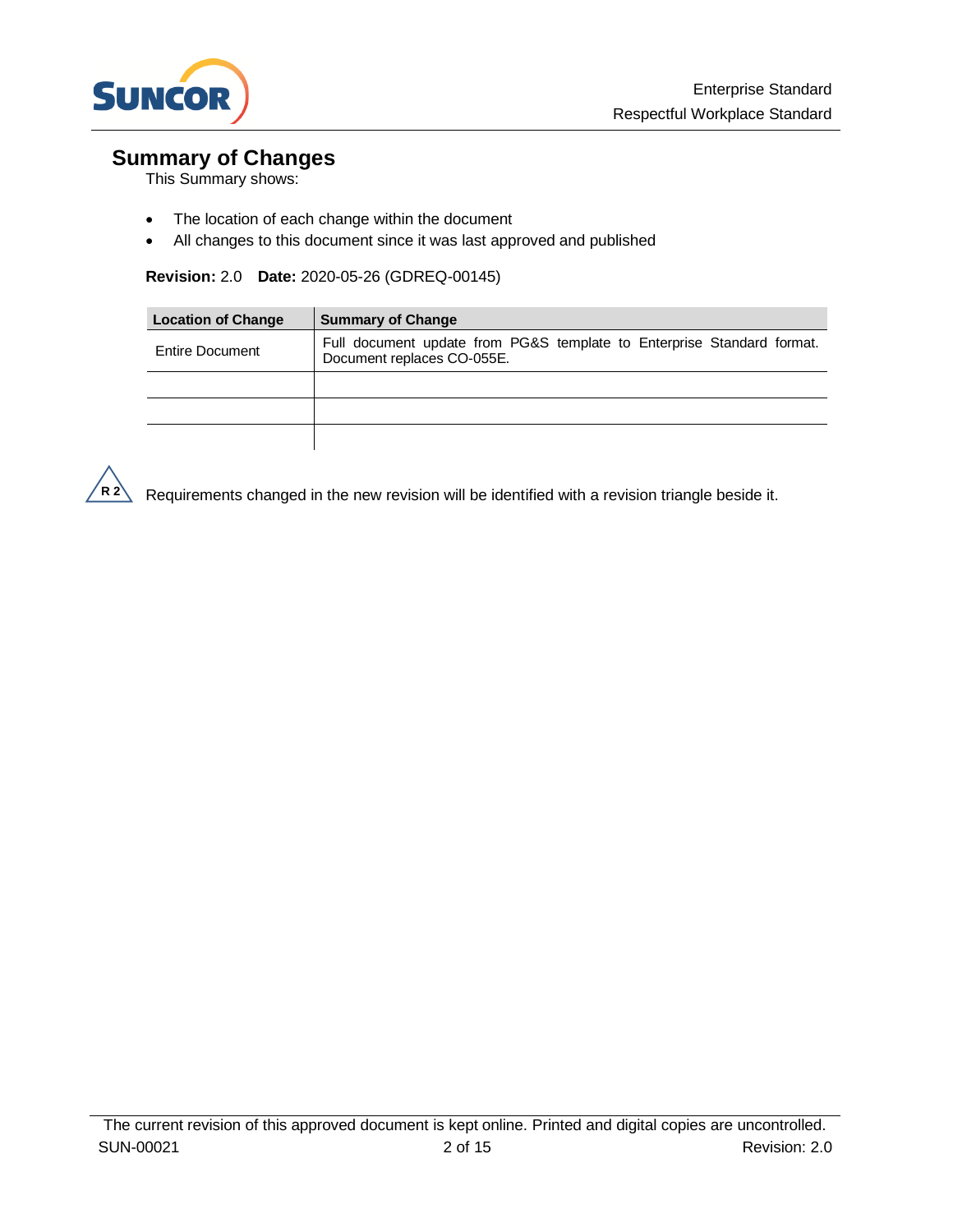## Summary of Changes

This Summary shows:

- The location of each change within the document
- All changes to this document since it was last approved and published

**Revision:** 2.0 **Date:** 2020-05-26 (GDREQ-00145)

| Location of Change | Summary of Change |
|---|---|
| Entire Document | Full document update from PG&S template to Enterprise Standard format. Document replaces CO-055E. |
| | |
| | |
| | |

R2 Requirements changed in the new revision will be identified with a revision triangle beside it.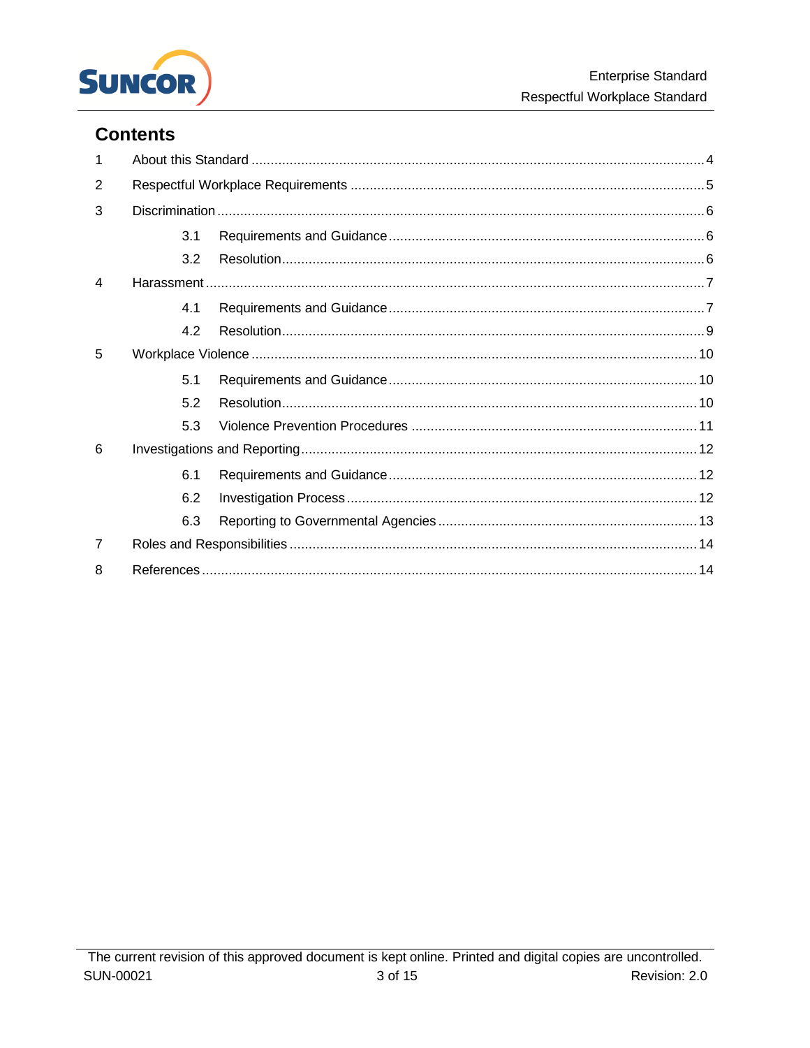## Contents

1 About this Standard .................................................. 4

2 Respectful Workplace Requirements .................................................. 5

3 Discrimination .................................................. 6

- 3.1 Requirements and Guidance .................................................. 6
- 3.2 Resolution .................................................. 6

4 Harassment .................................................. 7

- 4.1 Requirements and Guidance .................................................. 7
- 4.2 Resolution .................................................. 9

5 Workplace Violence .................................................. 10

- 5.1 Requirements and Guidance .................................................. 10
- 5.2 Resolution .................................................. 10
- 5.3 Violence Prevention Procedures .................................................. 11

6 Investigations and Reporting .................................................. 12

- 6.1 Requirements and Guidance .................................................. 12
- 6.2 Investigation Process .................................................. 12
- 6.3 Reporting to Governmental Agencies .................................................. 13

7 Roles and Responsibilities .................................................. 14

8 References .................................................. 14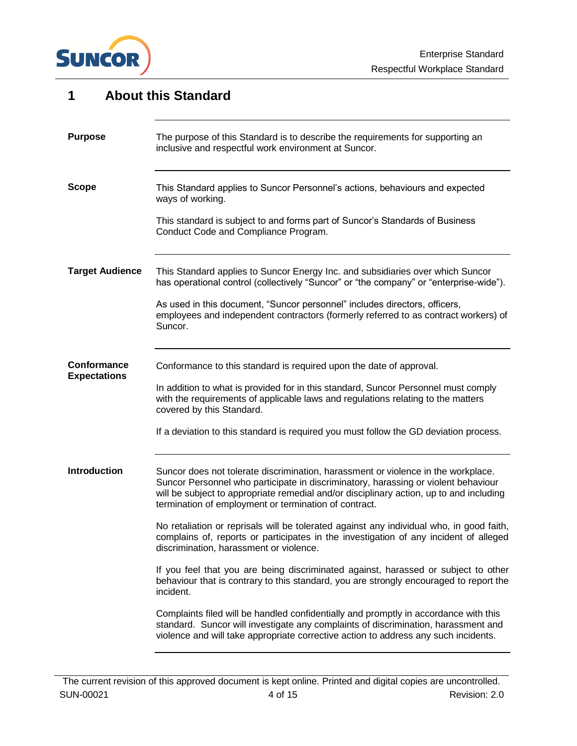# 1 About this Standard

**Purpose**

The purpose of this Standard is to describe the requirements for supporting an inclusive and respectful work environment at Suncor.

**Scope**

This Standard applies to Suncor Personnel's actions, behaviours and expected ways of working.

This standard is subject to and forms part of Suncor's Standards of Business Conduct Code and Compliance Program.

**Target Audience**

This Standard applies to Suncor Energy Inc. and subsidiaries over which Suncor has operational control (collectively "Suncor" or "the company" or "enterprise-wide").

As used in this document, "Suncor personnel" includes directors, officers, employees and independent contractors (formerly referred to as contract workers) of Suncor.

**Conformance Expectations**

Conformance to this standard is required upon the date of approval.

In addition to what is provided for in this standard, Suncor Personnel must comply with the requirements of applicable laws and regulations relating to the matters covered by this Standard.

If a deviation to this standard is required you must follow the GD deviation process.

**Introduction**

Suncor does not tolerate discrimination, harassment or violence in the workplace. Suncor Personnel who participate in discriminatory, harassing or violent behaviour will be subject to appropriate remedial and/or disciplinary action, up to and including termination of employment or termination of contract.

No retaliation or reprisals will be tolerated against any individual who, in good faith, complains of, reports or participates in the investigation of any incident of alleged discrimination, harassment or violence.

If you feel that you are being discriminated against, harassed or subject to other behaviour that is contrary to this standard, you are strongly encouraged to report the incident.

Complaints filed will be handled confidentially and promptly in accordance with this standard. Suncor will investigate any complaints of discrimination, harassment and violence and will take appropriate corrective action to address any such incidents.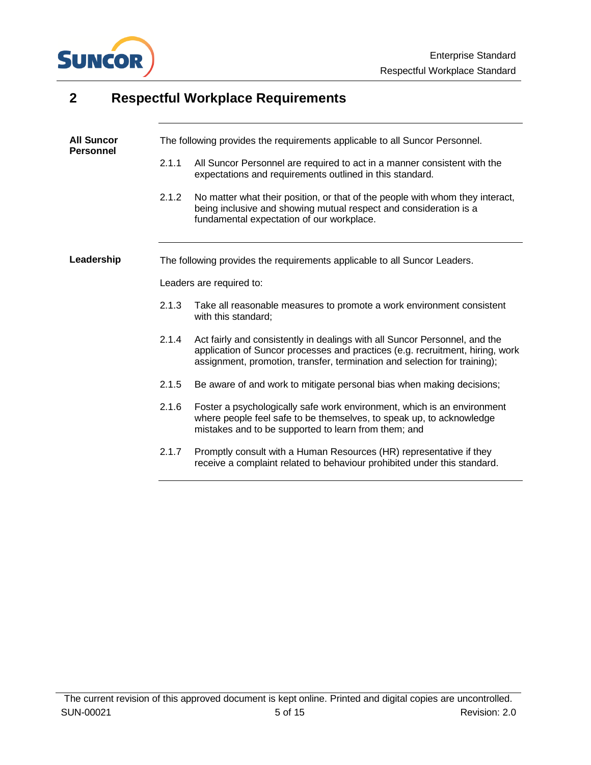## 2 Respectful Workplace Requirements

**All Suncor Personnel**

The following provides the requirements applicable to all Suncor Personnel.

2.1.1 All Suncor Personnel are required to act in a manner consistent with the expectations and requirements outlined in this standard.

2.1.2 No matter what their position, or that of the people with whom they interact, being inclusive and showing mutual respect and consideration is a fundamental expectation of our workplace.

**Leadership**

The following provides the requirements applicable to all Suncor Leaders.

Leaders are required to:

2.1.3 Take all reasonable measures to promote a work environment consistent with this standard;

2.1.4 Act fairly and consistently in dealings with all Suncor Personnel, and the application of Suncor processes and practices (e.g. recruitment, hiring, work assignment, promotion, transfer, termination and selection for training);

2.1.5 Be aware of and work to mitigate personal bias when making decisions;

2.1.6 Foster a psychologically safe work environment, which is an environment where people feel safe to be themselves, to speak up, to acknowledge mistakes and to be supported to learn from them; and

2.1.7 Promptly consult with a Human Resources (HR) representative if they receive a complaint related to behaviour prohibited under this standard.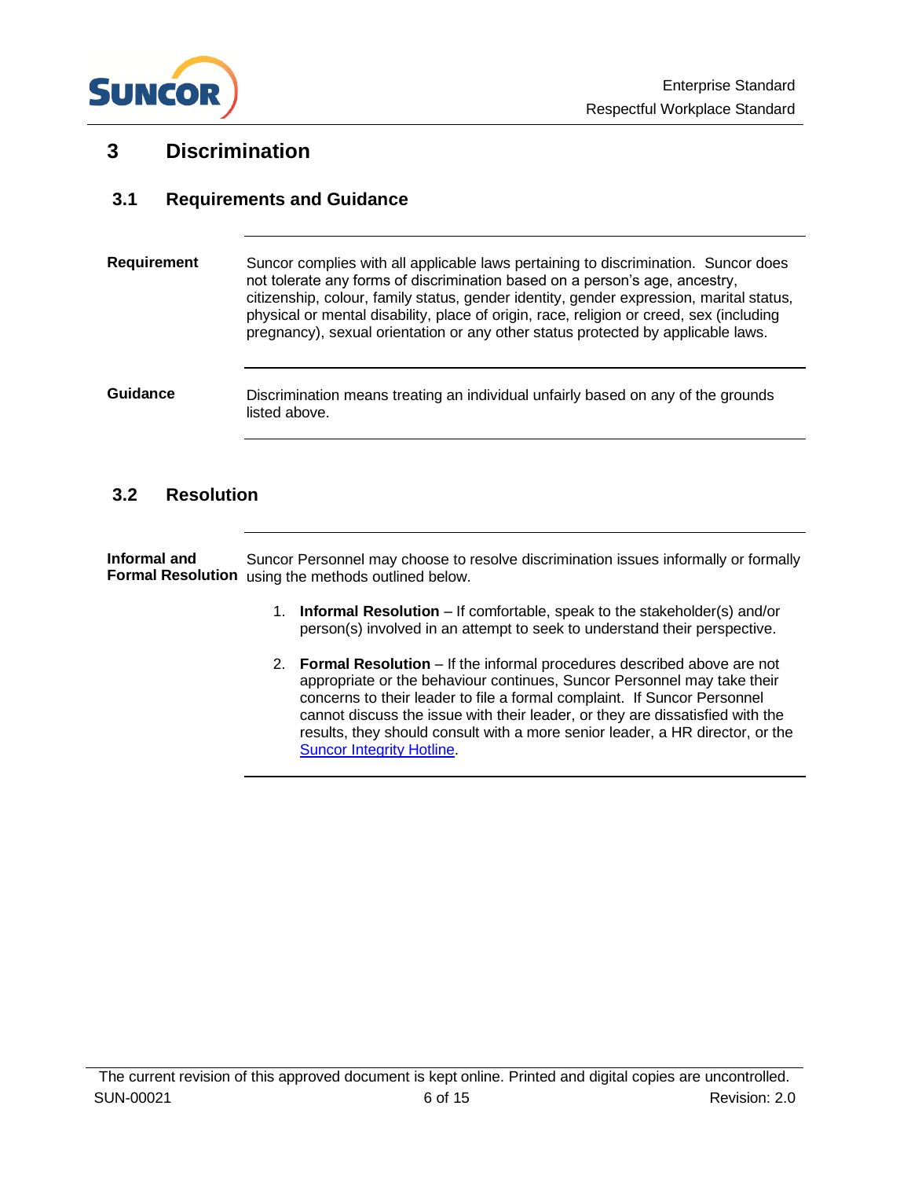# 3 Discrimination

## 3.1 Requirements and Guidance

| | |
|---|---|
| **Requirement** | Suncor complies with all applicable laws pertaining to discrimination. Suncor does not tolerate any forms of discrimination based on a person's age, ancestry, citizenship, colour, family status, gender identity, gender expression, marital status, physical or mental disability, place of origin, race, religion or creed, sex (including pregnancy), sexual orientation or any other status protected by applicable laws. |
| **Guidance** | Discrimination means treating an individual unfairly based on any of the grounds listed above. |

## 3.2 Resolution

**Informal and Formal Resolution**

Suncor Personnel may choose to resolve discrimination issues informally or formally using the methods outlined below.

1. **Informal Resolution** – If comfortable, speak to the stakeholder(s) and/or person(s) involved in an attempt to seek to understand their perspective.
2. **Formal Resolution** – If the informal procedures described above are not appropriate or the behaviour continues, Suncor Personnel may take their concerns to their leader to file a formal complaint. If Suncor Personnel cannot discuss the issue with their leader, or they are dissatisfied with the results, they should consult with a more senior leader, a HR director, or the Suncor Integrity Hotline.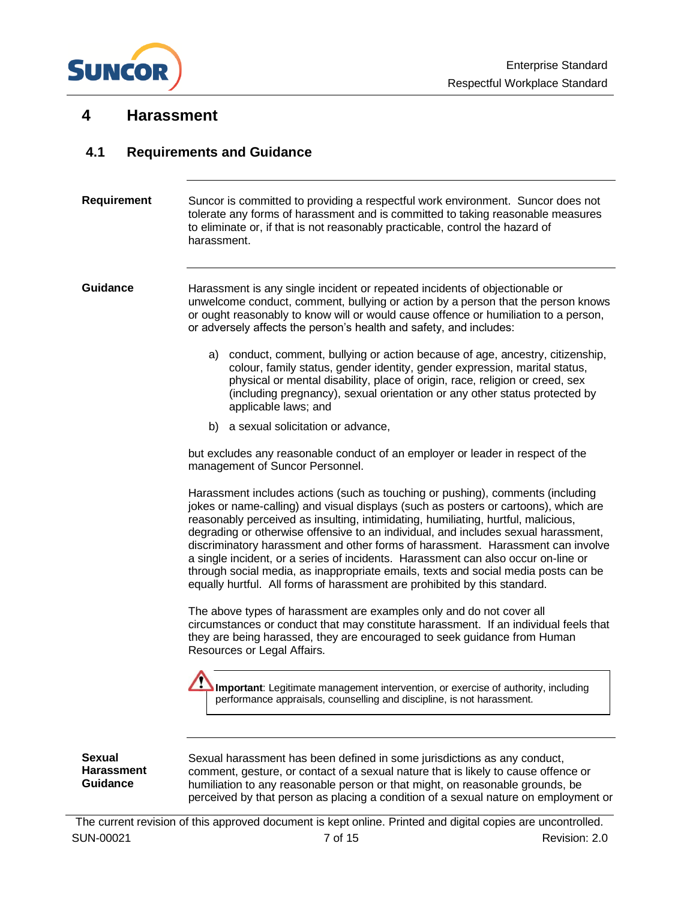# 4 Harassment

## 4.1 Requirements and Guidance

**Requirement**

Suncor is committed to providing a respectful work environment. Suncor does not tolerate any forms of harassment and is committed to taking reasonable measures to eliminate or, if that is not reasonably practicable, control the hazard of harassment.

**Guidance**

Harassment is any single incident or repeated incidents of objectionable or unwelcome conduct, comment, bullying or action by a person that the person knows or ought reasonably to know will or would cause offence or humiliation to a person, or adversely affects the person's health and safety, and includes:

a) conduct, comment, bullying or action because of age, ancestry, citizenship, colour, family status, gender identity, gender expression, marital status, physical or mental disability, place of origin, race, religion or creed, sex (including pregnancy), sexual orientation or any other status protected by applicable laws; and

b) a sexual solicitation or advance,

but excludes any reasonable conduct of an employer or leader in respect of the management of Suncor Personnel.

Harassment includes actions (such as touching or pushing), comments (including jokes or name-calling) and visual displays (such as posters or cartoons), which are reasonably perceived as insulting, intimidating, humiliating, hurtful, malicious, degrading or otherwise offensive to an individual, and includes sexual harassment, discriminatory harassment and other forms of harassment. Harassment can involve a single incident, or a series of incidents. Harassment can also occur on-line or through social media, as inappropriate emails, texts and social media posts can be equally hurtful. All forms of harassment are prohibited by this standard.

The above types of harassment are examples only and do not cover all circumstances or conduct that may constitute harassment. If an individual feels that they are being harassed, they are encouraged to seek guidance from Human Resources or Legal Affairs.

> **Important**: Legitimate management intervention, or exercise of authority, including performance appraisals, counselling and discipline, is not harassment.

**Sexual Harassment Guidance**

Sexual harassment has been defined in some jurisdictions as any conduct, comment, gesture, or contact of a sexual nature that is likely to cause offence or humiliation to any reasonable person or that might, on reasonable grounds, be perceived by that person as placing a condition of a sexual nature on employment or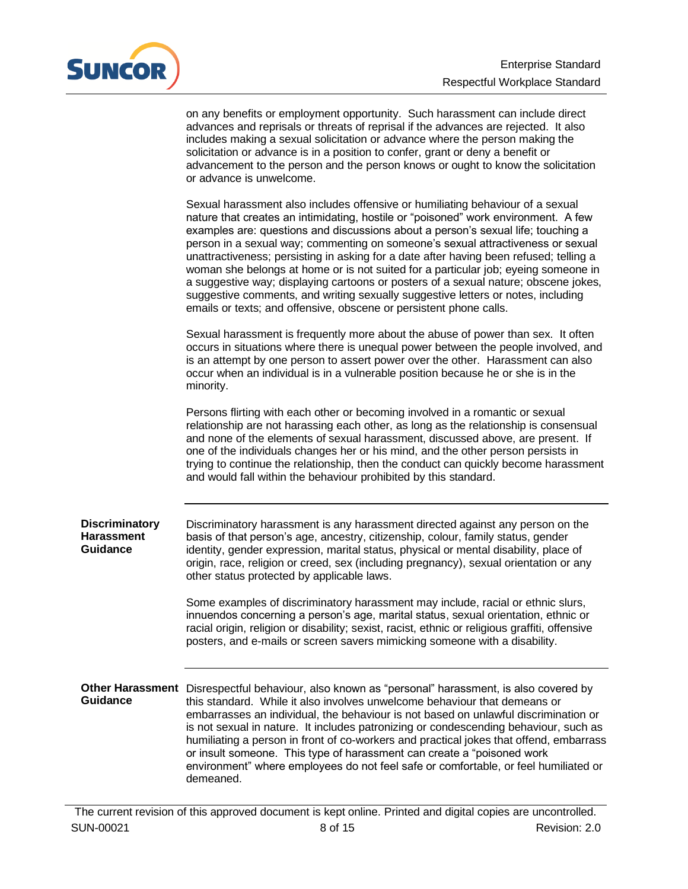on any benefits or employment opportunity. Such harassment can include direct advances and reprisals or threats of reprisal if the advances are rejected. It also includes making a sexual solicitation or advance where the person making the solicitation or advance is in a position to confer, grant or deny a benefit or advancement to the person and the person knows or ought to know the solicitation or advance is unwelcome.

Sexual harassment also includes offensive or humiliating behaviour of a sexual nature that creates an intimidating, hostile or "poisoned" work environment. A few examples are: questions and discussions about a person's sexual life; touching a person in a sexual way; commenting on someone's sexual attractiveness or sexual unattractiveness; persisting in asking for a date after having been refused; telling a woman she belongs at home or is not suited for a particular job; eyeing someone in a suggestive way; displaying cartoons or posters of a sexual nature; obscene jokes, suggestive comments, and writing sexually suggestive letters or notes, including emails or texts; and offensive, obscene or persistent phone calls.

Sexual harassment is frequently more about the abuse of power than sex. It often occurs in situations where there is unequal power between the people involved, and is an attempt by one person to assert power over the other. Harassment can also occur when an individual is in a vulnerable position because he or she is in the minority.

Persons flirting with each other or becoming involved in a romantic or sexual relationship are not harassing each other, as long as the relationship is consensual and none of the elements of sexual harassment, discussed above, are present. If one of the individuals changes her or his mind, and the other person persists in trying to continue the relationship, then the conduct can quickly become harassment and would fall within the behaviour prohibited by this standard.

---

**Discriminatory Harassment Guidance**

Discriminatory harassment is any harassment directed against any person on the basis of that person's age, ancestry, citizenship, colour, family status, gender identity, gender expression, marital status, physical or mental disability, place of origin, race, religion or creed, sex (including pregnancy), sexual orientation or any other status protected by applicable laws.

Some examples of discriminatory harassment may include, racial or ethnic slurs, innuendos concerning a person's age, marital status, sexual orientation, ethnic or racial origin, religion or disability; sexist, racist, ethnic or religious graffiti, offensive posters, and e-mails or screen savers mimicking someone with a disability.

---

**Other Harassment Guidance**

Disrespectful behaviour, also known as "personal" harassment, is also covered by this standard. While it also involves unwelcome behaviour that demeans or embarrasses an individual, the behaviour is not based on unlawful discrimination or is not sexual in nature. It includes patronizing or condescending behaviour, such as humiliating a person in front of co-workers and practical jokes that offend, embarrass or insult someone. This type of harassment can create a "poisoned work environment" where employees do not feel safe or comfortable, or feel humiliated or demeaned.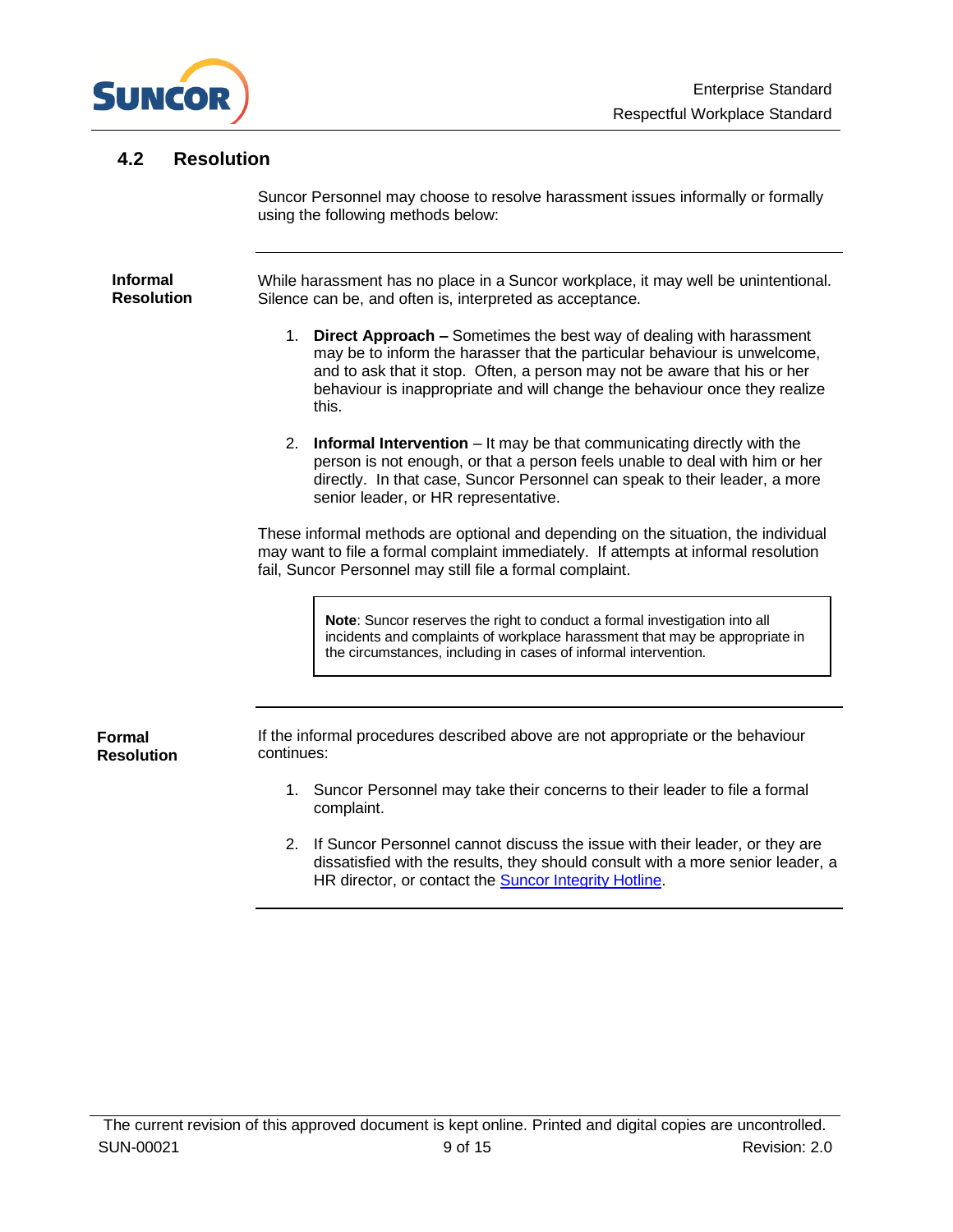## 4.2 Resolution

Suncor Personnel may choose to resolve harassment issues informally or formally using the following methods below:

**Informal Resolution**

While harassment has no place in a Suncor workplace, it may well be unintentional. Silence can be, and often is, interpreted as acceptance.

1. **Direct Approach –** Sometimes the best way of dealing with harassment may be to inform the harasser that the particular behaviour is unwelcome, and to ask that it stop. Often, a person may not be aware that his or her behaviour is inappropriate and will change the behaviour once they realize this.

2. **Informal Intervention** – It may be that communicating directly with the person is not enough, or that a person feels unable to deal with him or her directly. In that case, Suncor Personnel can speak to their leader, a more senior leader, or HR representative.

These informal methods are optional and depending on the situation, the individual may want to file a formal complaint immediately. If attempts at informal resolution fail, Suncor Personnel may still file a formal complaint.

> **Note**: Suncor reserves the right to conduct a formal investigation into all incidents and complaints of workplace harassment that may be appropriate in the circumstances, including in cases of informal intervention.

**Formal Resolution**

If the informal procedures described above are not appropriate or the behaviour continues:

1. Suncor Personnel may take their concerns to their leader to file a formal complaint.

2. If Suncor Personnel cannot discuss the issue with their leader, or they are dissatisfied with the results, they should consult with a more senior leader, a HR director, or contact the Suncor Integrity Hotline.

The current revision of this approved document is kept online. Printed and digital copies are uncontrolled.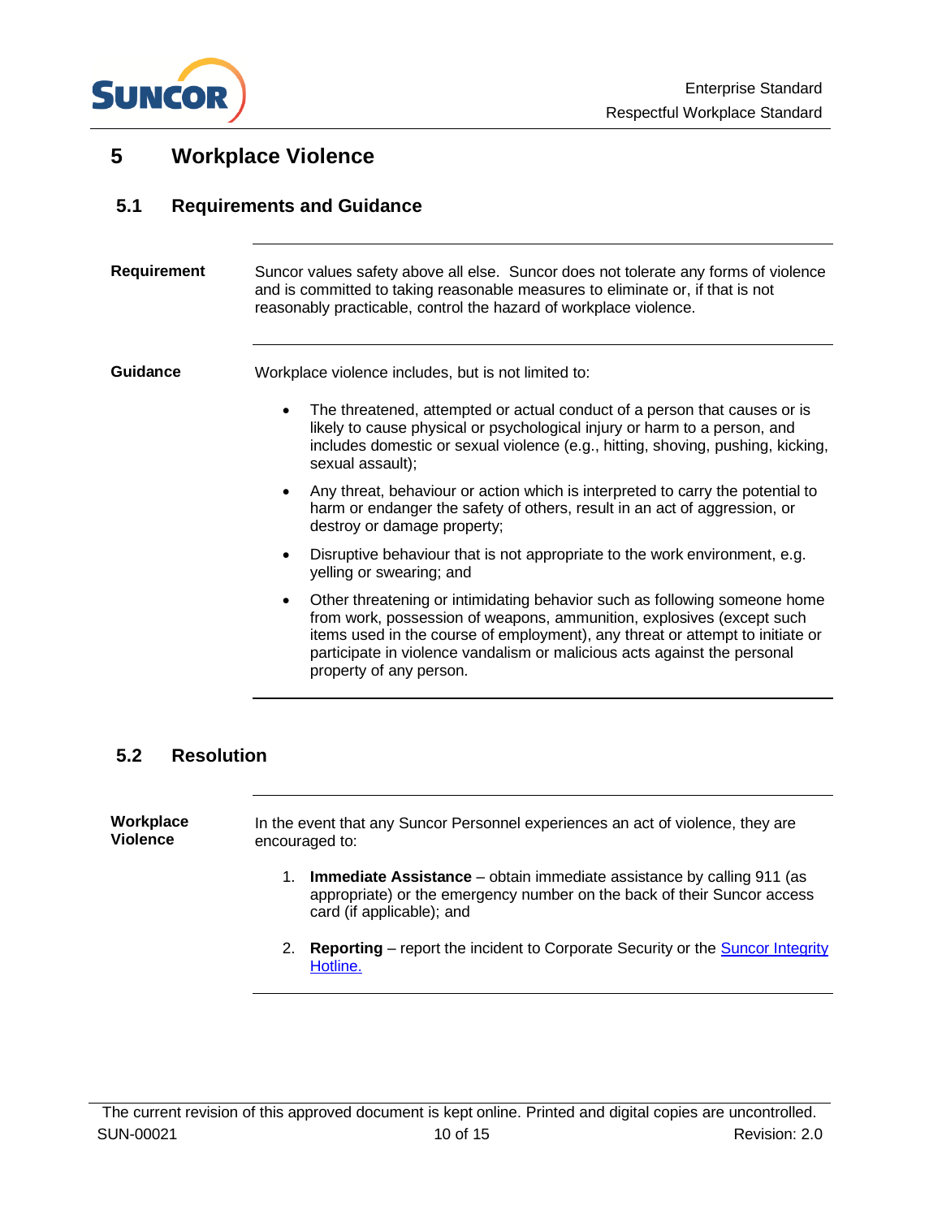# 5 Workplace Violence

## 5.1 Requirements and Guidance

**Requirement**

Suncor values safety above all else. Suncor does not tolerate any forms of violence and is committed to taking reasonable measures to eliminate or, if that is not reasonably practicable, control the hazard of workplace violence.

**Guidance**

Workplace violence includes, but is not limited to:

- The threatened, attempted or actual conduct of a person that causes or is likely to cause physical or psychological injury or harm to a person, and includes domestic or sexual violence (e.g., hitting, shoving, pushing, kicking, sexual assault);
- Any threat, behaviour or action which is interpreted to carry the potential to harm or endanger the safety of others, result in an act of aggression, or destroy or damage property;
- Disruptive behaviour that is not appropriate to the work environment, e.g. yelling or swearing; and
- Other threatening or intimidating behavior such as following someone home from work, possession of weapons, ammunition, explosives (except such items used in the course of employment), any threat or attempt to initiate or participate in violence vandalism or malicious acts against the personal property of any person.

## 5.2 Resolution

**Workplace Violence**

In the event that any Suncor Personnel experiences an act of violence, they are encouraged to:

1. **Immediate Assistance** – obtain immediate assistance by calling 911 (as appropriate) or the emergency number on the back of their Suncor access card (if applicable); and
2. **Reporting** – report the incident to Corporate Security or the Suncor Integrity Hotline.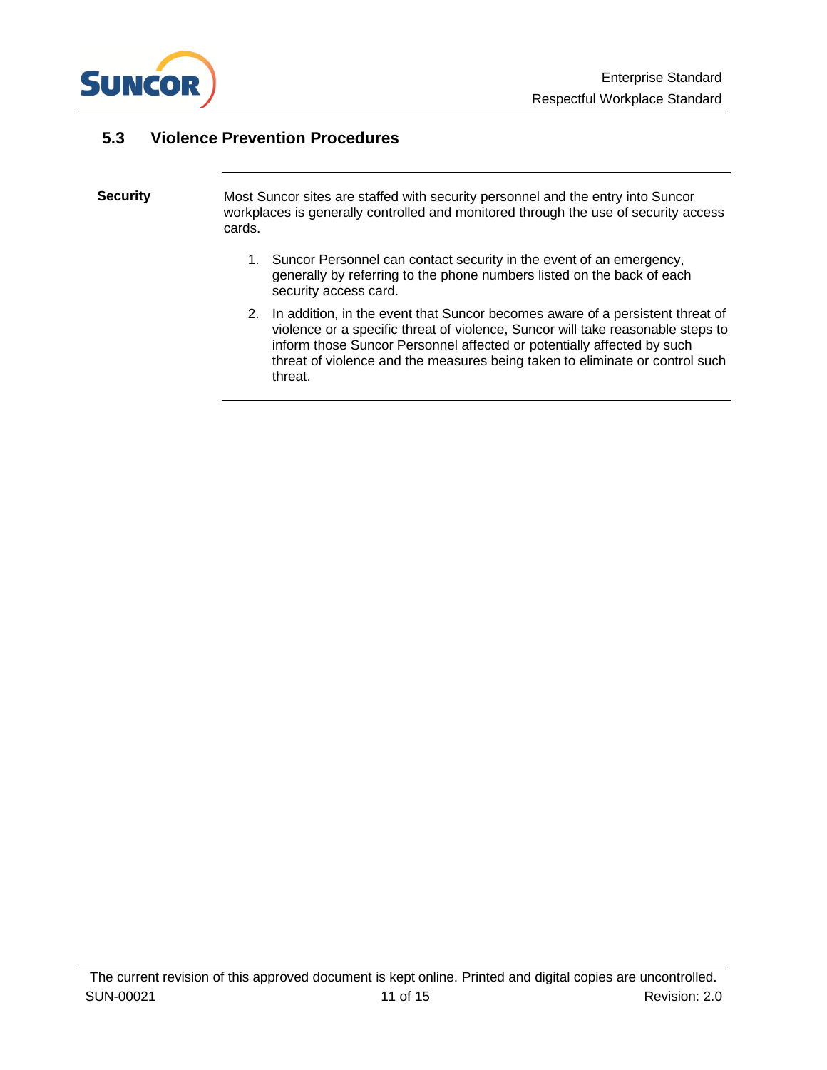## 5.3 Violence Prevention Procedures

**Security**

Most Suncor sites are staffed with security personnel and the entry into Suncor workplaces is generally controlled and monitored through the use of security access cards.

1. Suncor Personnel can contact security in the event of an emergency, generally by referring to the phone numbers listed on the back of each security access card.
2. In addition, in the event that Suncor becomes aware of a persistent threat of violence or a specific threat of violence, Suncor will take reasonable steps to inform those Suncor Personnel affected or potentially affected by such threat of violence and the measures being taken to eliminate or control such threat.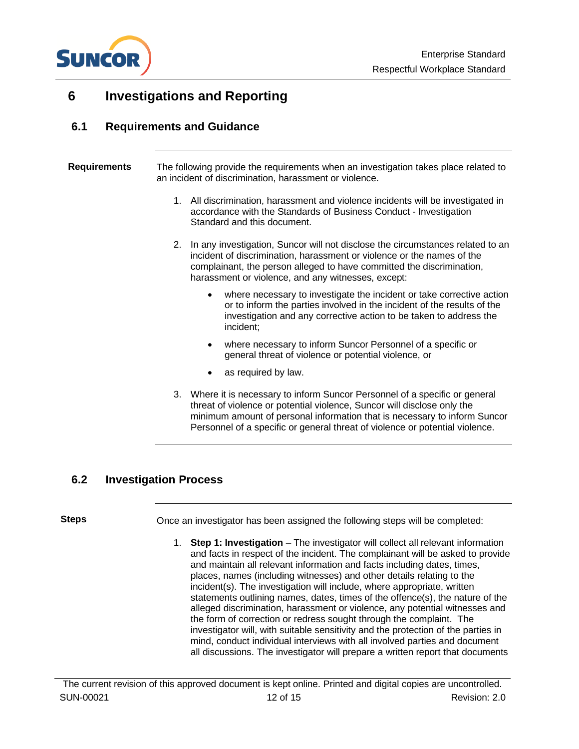# 6 Investigations and Reporting

## 6.1 Requirements and Guidance

**Requirements**

The following provide the requirements when an investigation takes place related to an incident of discrimination, harassment or violence.

1. All discrimination, harassment and violence incidents will be investigated in accordance with the Standards of Business Conduct - Investigation Standard and this document.

2. In any investigation, Suncor will not disclose the circumstances related to an incident of discrimination, harassment or violence or the names of the complainant, the person alleged to have committed the discrimination, harassment or violence, and any witnesses, except:

   - where necessary to investigate the incident or take corrective action or to inform the parties involved in the incident of the results of the investigation and any corrective action to be taken to address the incident;
   - where necessary to inform Suncor Personnel of a specific or general threat of violence or potential violence, or
   - as required by law.

3. Where it is necessary to inform Suncor Personnel of a specific or general threat of violence or potential violence, Suncor will disclose only the minimum amount of personal information that is necessary to inform Suncor Personnel of a specific or general threat of violence or potential violence.

## 6.2 Investigation Process

**Steps**

Once an investigator has been assigned the following steps will be completed:

1. **Step 1: Investigation** – The investigator will collect all relevant information and facts in respect of the incident. The complainant will be asked to provide and maintain all relevant information and facts including dates, times, places, names (including witnesses) and other details relating to the incident(s). The investigation will include, where appropriate, written statements outlining names, dates, times of the offence(s), the nature of the alleged discrimination, harassment or violence, any potential witnesses and the form of correction or redress sought through the complaint. The investigator will, with suitable sensitivity and the protection of the parties in mind, conduct individual interviews with all involved parties and document all discussions. The investigator will prepare a written report that documents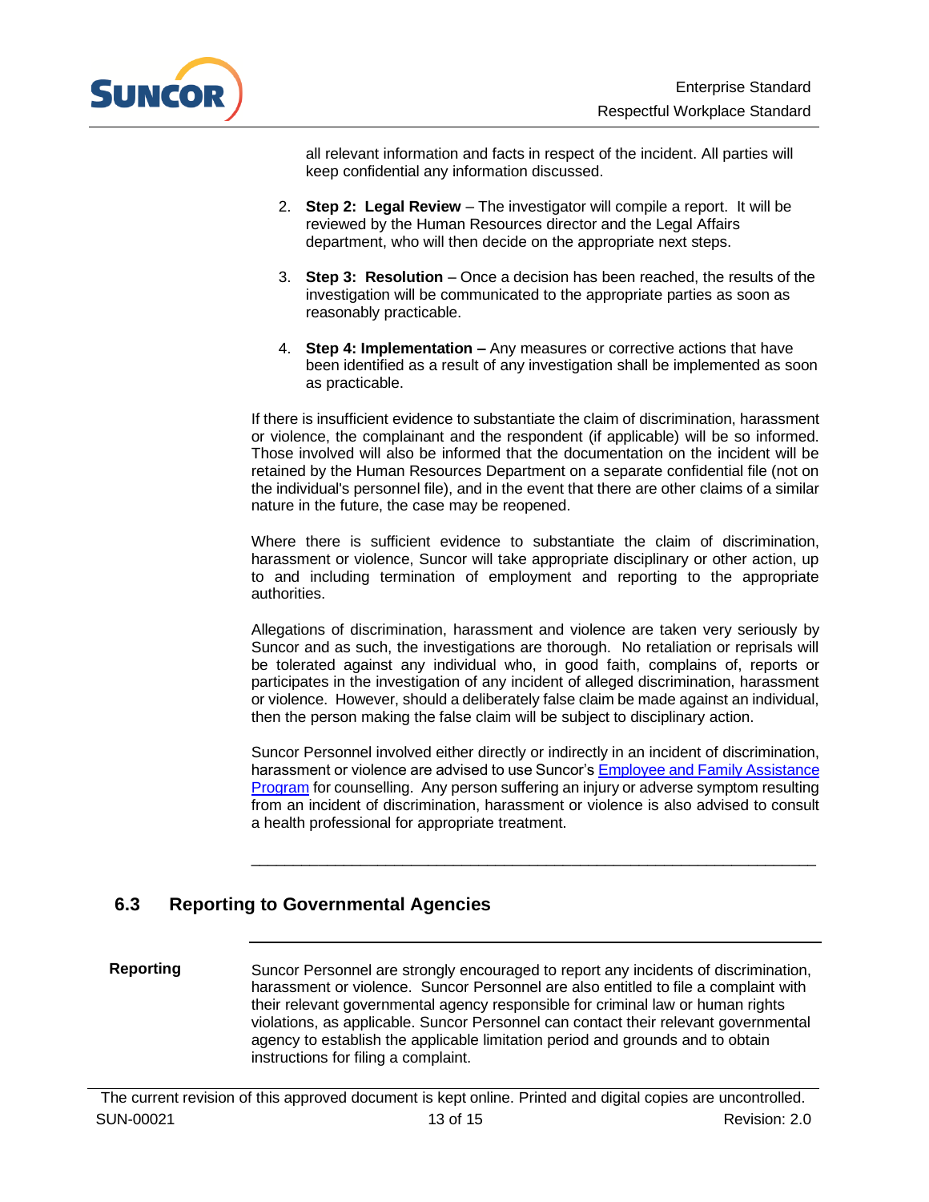all relevant information and facts in respect of the incident. All parties will keep confidential any information discussed.

2. **Step 2: Legal Review** – The investigator will compile a report. It will be reviewed by the Human Resources director and the Legal Affairs department, who will then decide on the appropriate next steps.

3. **Step 3: Resolution** – Once a decision has been reached, the results of the investigation will be communicated to the appropriate parties as soon as reasonably practicable.

4. **Step 4: Implementation –** Any measures or corrective actions that have been identified as a result of any investigation shall be implemented as soon as practicable.

If there is insufficient evidence to substantiate the claim of discrimination, harassment or violence, the complainant and the respondent (if applicable) will be so informed. Those involved will also be informed that the documentation on the incident will be retained by the Human Resources Department on a separate confidential file (not on the individual's personnel file), and in the event that there are other claims of a similar nature in the future, the case may be reopened.

Where there is sufficient evidence to substantiate the claim of discrimination, harassment or violence, Suncor will take appropriate disciplinary or other action, up to and including termination of employment and reporting to the appropriate authorities.

Allegations of discrimination, harassment and violence are taken very seriously by Suncor and as such, the investigations are thorough. No retaliation or reprisals will be tolerated against any individual who, in good faith, complains of, reports or participates in the investigation of any incident of alleged discrimination, harassment or violence. However, should a deliberately false claim be made against an individual, then the person making the false claim will be subject to disciplinary action.

Suncor Personnel involved either directly or indirectly in an incident of discrimination, harassment or violence are advised to use Suncor's Employee and Family Assistance Program for counselling. Any person suffering an injury or adverse symptom resulting from an incident of discrimination, harassment or violence is also advised to consult a health professional for appropriate treatment.

---

## 6.3 Reporting to Governmental Agencies

**Reporting**

Suncor Personnel are strongly encouraged to report any incidents of discrimination, harassment or violence. Suncor Personnel are also entitled to file a complaint with their relevant governmental agency responsible for criminal law or human rights violations, as applicable. Suncor Personnel can contact their relevant governmental agency to establish the applicable limitation period and grounds and to obtain instructions for filing a complaint.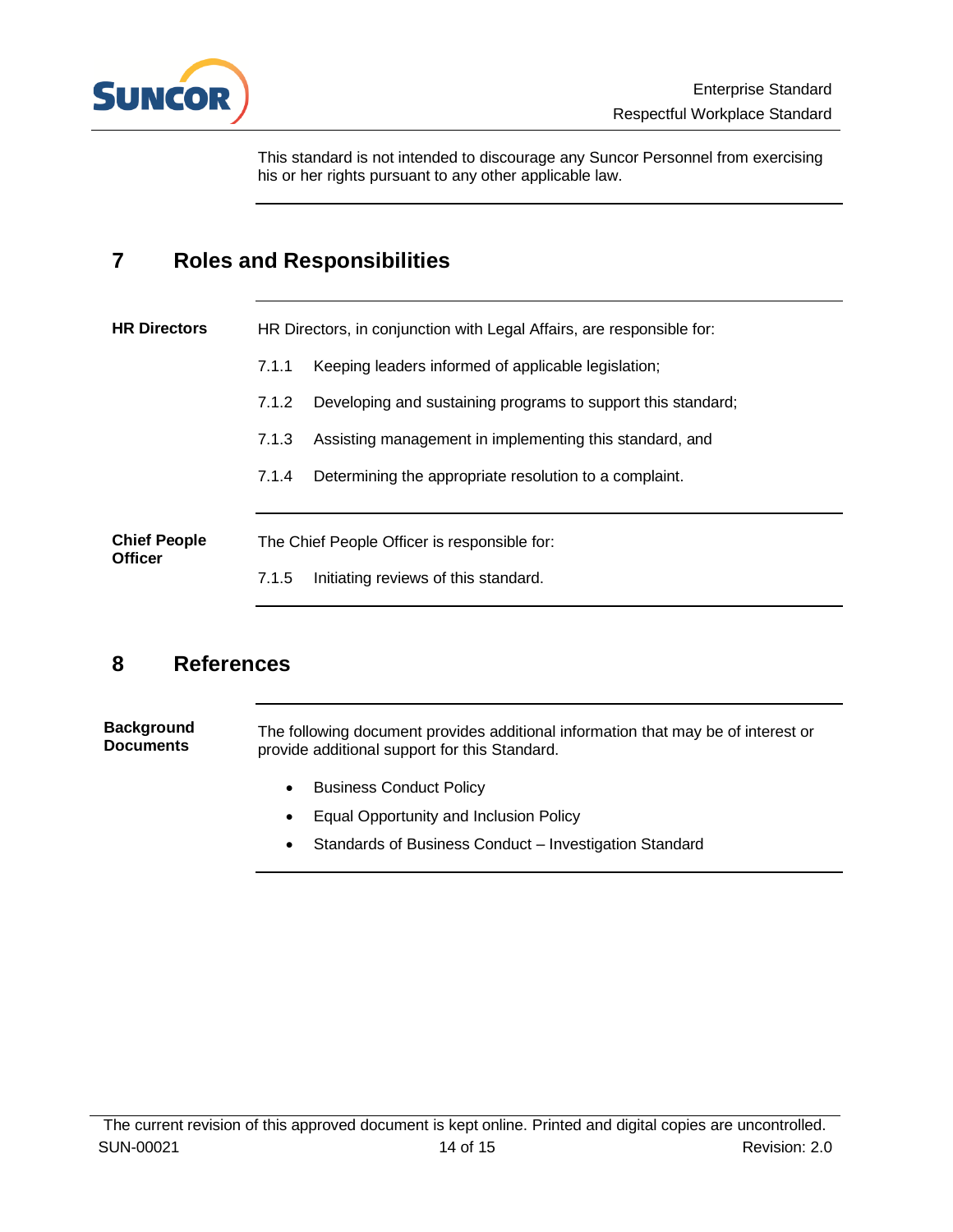This standard is not intended to discourage any Suncor Personnel from exercising his or her rights pursuant to any other applicable law.

# 7 Roles and Responsibilities

**HR Directors**

HR Directors, in conjunction with Legal Affairs, are responsible for:

7.1.1 Keeping leaders informed of applicable legislation;

7.1.2 Developing and sustaining programs to support this standard;

7.1.3 Assisting management in implementing this standard, and

7.1.4 Determining the appropriate resolution to a complaint.

**Chief People Officer**

The Chief People Officer is responsible for:

7.1.5 Initiating reviews of this standard.

# 8 References

**Background Documents**

The following document provides additional information that may be of interest or provide additional support for this Standard.

- Business Conduct Policy
- Equal Opportunity and Inclusion Policy
- Standards of Business Conduct – Investigation Standard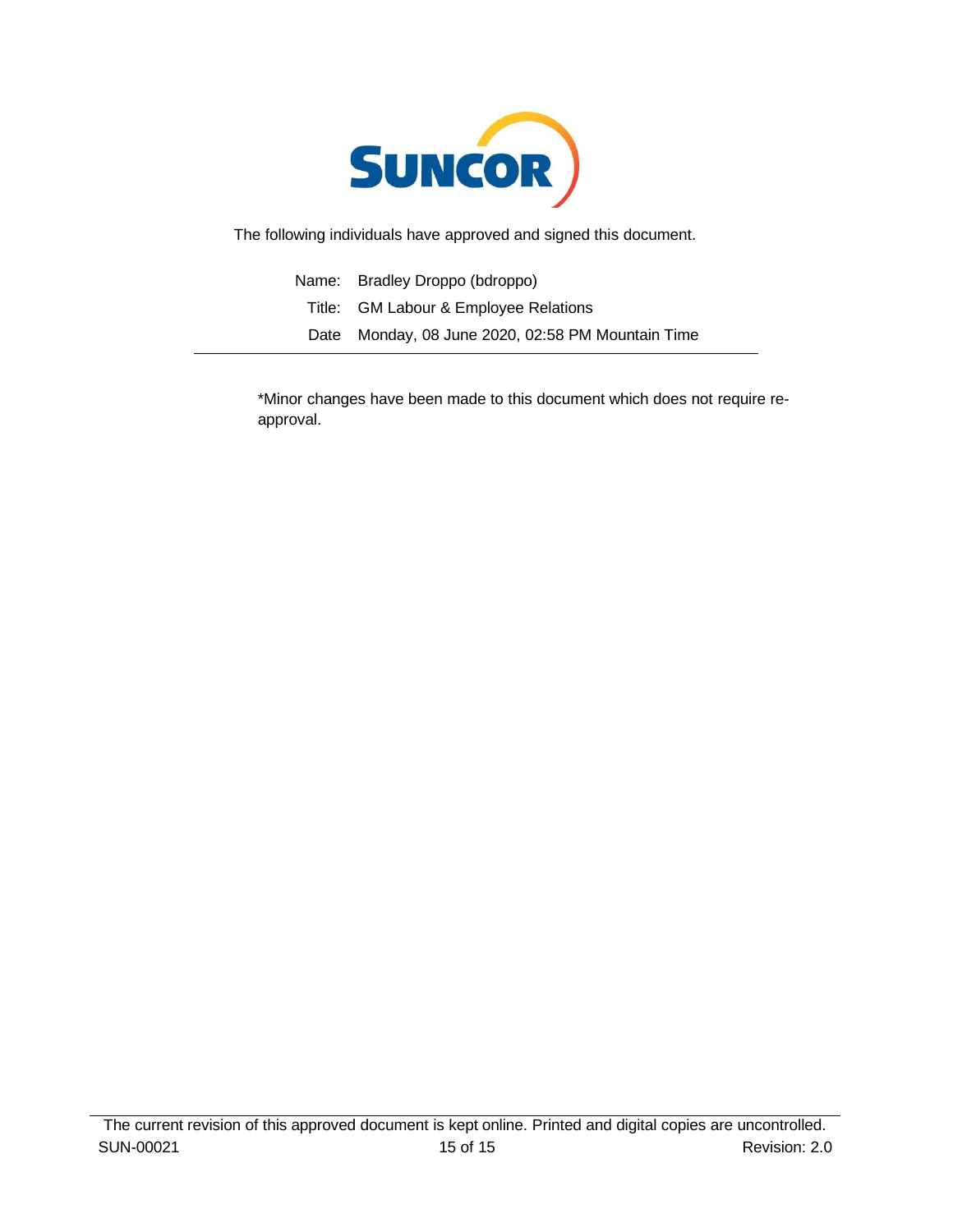The following individuals have approved and signed this document.

| | |
|---|---|
| Name: | Bradley Droppo (bdroppo) |
| Title: | GM Labour & Employee Relations |
| Date | Monday, 08 June 2020, 02:58 PM Mountain Time |

*Minor changes have been made to this document which does not require re-approval.